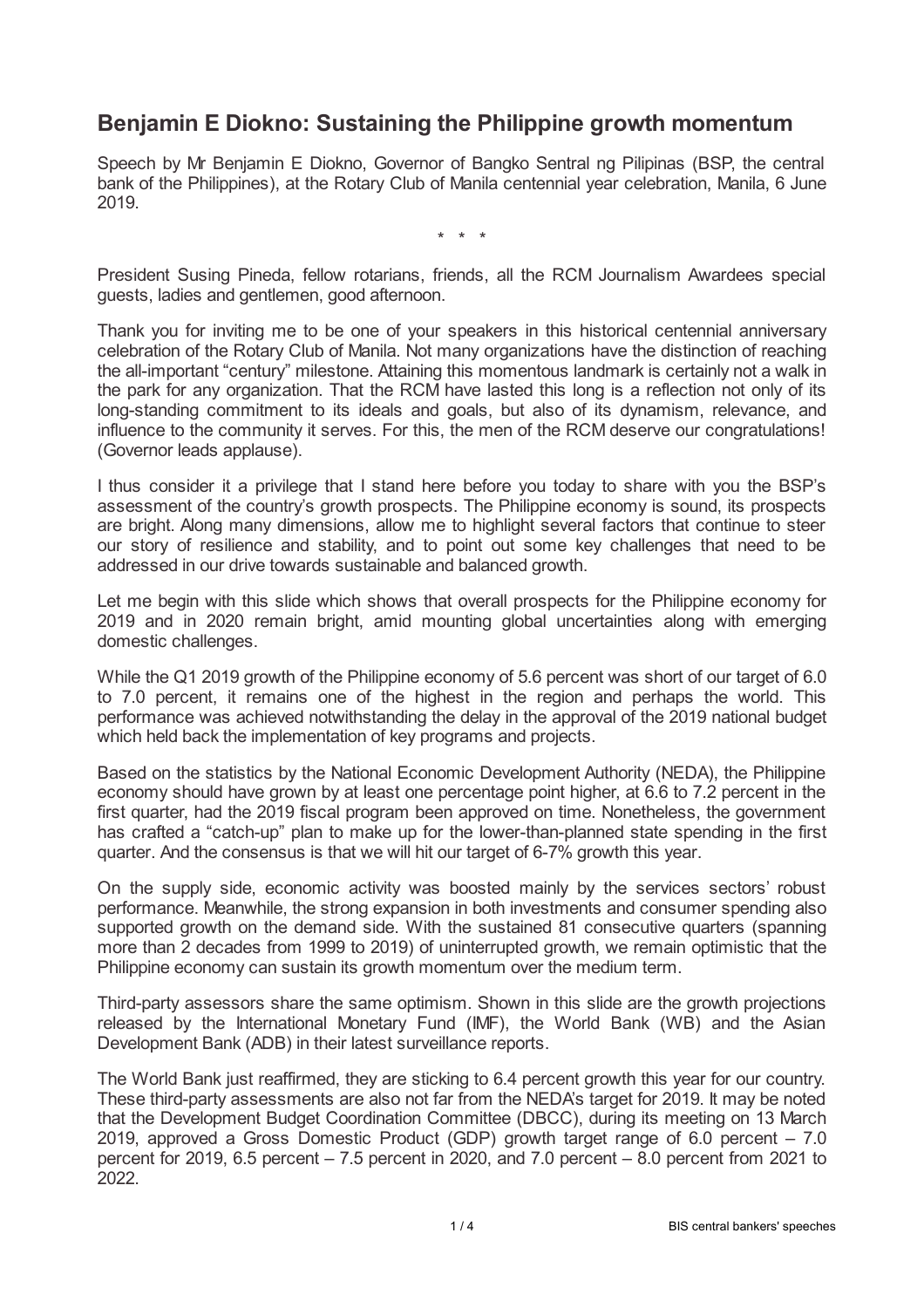# Benjamin E Diokno: Sustaining the Philippine growth momentum

Speech by Mr Benjamin E Diokno, Governor of Bangko Sentral ng Pilipinas (BSP, the central bank of the Philippines), at the Rotary Club of Manila centennial year celebration, Manila, 6 June 2019.

\* \* \*

President Susing Pineda, fellow rotarians, friends, all the RCM Journalism Awardees special guests, ladies and gentlemen, good afternoon.

Thank you for inviting me to be one of your speakers in this historical centennial anniversary celebration of the Rotary Club of Manila. Not many organizations have the distinction of reaching the all-important "century" milestone. Attaining this momentous landmark is certainly not a walk in the park for any organization. That the RCM have lasted this long is a reflection not only of its long-standing commitment to its ideals and goals, but also of its dynamism, relevance, and influence to the community it serves. For this, the men of the RCM deserve our congratulations! (Governor leads applause).

I thus consider it a privilege that I stand here before you today to share with you the BSP's assessment of the country's growth prospects. The Philippine economy is sound, its prospects are bright. Along many dimensions, allow me to highlight several factors that continue to steer our story of resilience and stability, and to point out some key challenges that need to be addressed in our drive towards sustainable and balanced growth.

Let me begin with this slide which shows that overall prospects for the Philippine economy for 2019 and in 2020 remain bright, amid mounting global uncertainties along with emerging domestic challenges.

While the Q1 2019 growth of the Philippine economy of 5.6 percent was short of our target of 6.0 to 7.0 percent, it remains one of the highest in the region and perhaps the world. This performance was achieved notwithstanding the delay in the approval of the 2019 national budget which held back the implementation of key programs and projects.

Based on the statistics by the National Economic Development Authority (NEDA), the Philippine economy should have grown by at least one percentage point higher, at 6.6 to 7.2 percent in the first quarter, had the 2019 fiscal program been approved on time. Nonetheless, the government has crafted a "catch-up" plan to make up for the lower-than-planned state spending in the first quarter. And the consensus is that we will hit our target of 6-7% growth this year.

On the supply side, economic activity was boosted mainly by the services sectors' robust performance. Meanwhile, the strong expansion in both investments and consumer spending also supported growth on the demand side. With the sustained 81 consecutive quarters (spanning more than 2 decades from 1999 to 2019) of uninterrupted growth, we remain optimistic that the Philippine economy can sustain its growth momentum over the medium term.

Third-party assessors share the same optimism. Shown in this slide are the growth projections released by the International Monetary Fund (IMF), the World Bank (WB) and the Asian Development Bank (ADB) in their latest surveillance reports.

The World Bank just reaffirmed, they are sticking to 6.4 percent growth this year for our country. These third-party assessments are also not far from the NEDA's target for 2019. It may be noted that the Development Budget Coordination Committee (DBCC), during its meeting on 13 March 2019, approved a Gross Domestic Product (GDP) growth target range of 6.0 percent – 7.0 percent for 2019, 6.5 percent – 7.5 percent in 2020, and 7.0 percent – 8.0 percent from 2021 to 2022.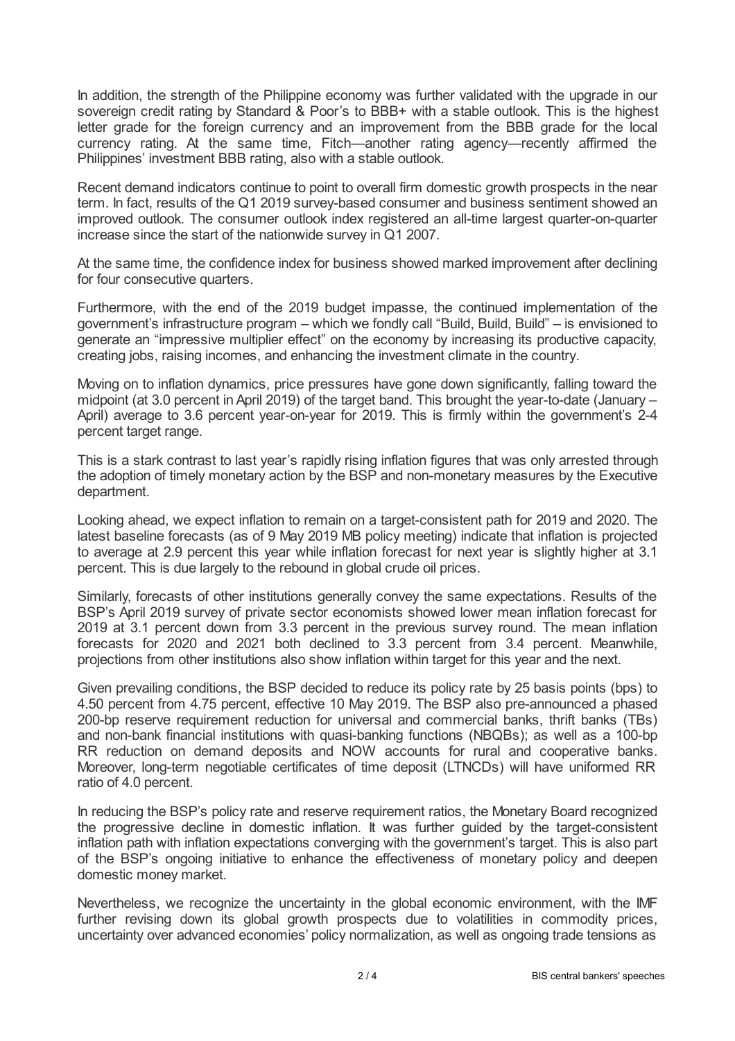In addition, the strength of the Philippine economy was further validated with the upgrade in our sovereign credit rating by Standard & Poor's to BBB+ with a stable outlook. This is the highest letter grade for the foreign currency and an improvement from the BBB grade for the local currency rating. At the same time, Fitch—another rating agency—recently affirmed the Philippines' investment BBB rating, also with a stable outlook.

Recent demand indicators continue to point to overall firm domestic growth prospects in the near term. In fact, results of the Q1 2019 survey-based consumer and business sentiment showed an improved outlook. The consumer outlook index registered an all-time largest quarter-on-quarter increase since the start of the nationwide survey in Q1 2007.

At the same time, the confidence index for business showed marked improvement after declining for four consecutive quarters.

Furthermore, with the end of the 2019 budget impasse, the continued implementation of the government's infrastructure program – which we fondly call "Build, Build, Build" – is envisioned to generate an "impressive multiplier effect" on the economy by increasing its productive capacity, creating jobs, raising incomes, and enhancing the investment climate in the country.

Moving on to inflation dynamics, price pressures have gone down significantly, falling toward the midpoint (at 3.0 percent in April 2019) of the target band. This brought the year-to-date (January – April) average to 3.6 percent year-on-year for 2019. This is firmly within the government's 2-4 percent target range.

This is a stark contrast to last year's rapidly rising inflation figures that was only arrested through the adoption of timely monetary action by the BSP and non-monetary measures by the Executive department.

Looking ahead, we expect inflation to remain on a target-consistent path for 2019 and 2020. The latest baseline forecasts (as of 9 May 2019 MB policy meeting) indicate that inflation is projected to average at 2.9 percent this year while inflation forecast for next year is slightly higher at 3.1 percent. This is due largely to the rebound in global crude oil prices.

Similarly, forecasts of other institutions generally convey the same expectations. Results of the BSP's April 2019 survey of private sector economists showed lower mean inflation forecast for 2019 at 3.1 percent down from 3.3 percent in the previous survey round. The mean inflation forecasts for 2020 and 2021 both declined to 3.3 percent from 3.4 percent. Meanwhile, projections from other institutions also show inflation within target for this year and the next.

Given prevailing conditions, the BSP decided to reduce its policy rate by 25 basis points (bps) to 4.50 percent from 4.75 percent, effective 10 May 2019. The BSP also pre-announced a phased 200-bp reserve requirement reduction for universal and commercial banks, thrift banks (TBs) and non-bank financial institutions with quasi-banking functions (NBQBs); as well as a 100-bp RR reduction on demand deposits and NOW accounts for rural and cooperative banks. Moreover, long-term negotiable certificates of time deposit (LTNCDs) will have uniformed RR ratio of 4.0 percent.

In reducing the BSP's policy rate and reserve requirement ratios, the Monetary Board recognized the progressive decline in domestic inflation. It was further guided by the target-consistent inflation path with inflation expectations converging with the government's target. This is also part of the BSP's ongoing initiative to enhance the effectiveness of monetary policy and deepen domestic money market.

Nevertheless, we recognize the uncertainty in the global economic environment, with the IMF further revising down its global growth prospects due to volatilities in commodity prices, uncertainty over advanced economies' policy normalization, as well as ongoing trade tensions as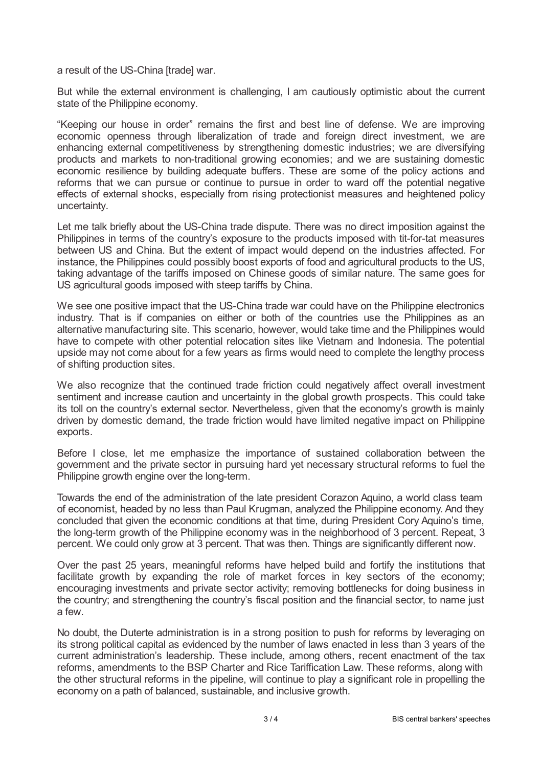a result of the US-China [trade] war.

But while the external environment is challenging, I am cautiously optimistic about the current state of the Philippine economy.

"Keeping our house in order" remains the first and best line of defense. We are improving economic openness through liberalization of trade and foreign direct investment, we are enhancing external competitiveness by strengthening domestic industries; we are diversifying products and markets to non-traditional growing economies; and we are sustaining domestic economic resilience by building adequate buffers. These are some of the policy actions and reforms that we can pursue or continue to pursue in order to ward off the potential negative effects of external shocks, especially from rising protectionist measures and heightened policy uncertainty.

Let me talk briefly about the US-China trade dispute. There was no direct imposition against the Philippines in terms of the country's exposure to the products imposed with tit-for-tat measures between US and China. But the extent of impact would depend on the industries affected. For instance, the Philippines could possibly boost exports of food and agricultural products to the US, taking advantage of the tariffs imposed on Chinese goods of similar nature. The same goes for US agricultural goods imposed with steep tariffs by China.

We see one positive impact that the US-China trade war could have on the Philippine electronics industry. That is if companies on either or both of the countries use the Philippines as an alternative manufacturing site. This scenario, however, would take time and the Philippines would have to compete with other potential relocation sites like Vietnam and Indonesia. The potential upside may not come about for a few years as firms would need to complete the lengthy process of shifting production sites.

We also recognize that the continued trade friction could negatively affect overall investment sentiment and increase caution and uncertainty in the global growth prospects. This could take its toll on the country's external sector. Nevertheless, given that the economy's growth is mainly driven by domestic demand, the trade friction would have limited negative impact on Philippine exports.

Before I close, let me emphasize the importance of sustained collaboration between the government and the private sector in pursuing hard yet necessary structural reforms to fuel the Philippine growth engine over the long-term.

Towards the end of the administration of the late president Corazon Aquino, a world class team of economist, headed by no less than Paul Krugman, analyzed the Philippine economy. And they concluded that given the economic conditions at that time, during President Cory Aquino's time, the long-term growth of the Philippine economy was in the neighborhood of 3 percent. Repeat, 3 percent. We could only grow at 3 percent. That was then. Things are significantly different now.

Over the past 25 years, meaningful reforms have helped build and fortify the institutions that facilitate growth by expanding the role of market forces in key sectors of the economy; encouraging investments and private sector activity; removing bottlenecks for doing business in the country; and strengthening the country's fiscal position and the financial sector, to name just a few.

No doubt, the Duterte administration is in a strong position to push for reforms by leveraging on its strong political capital as evidenced by the number of laws enacted in less than 3 years of the current administration's leadership. These include, among others, recent enactment of the tax reforms, amendments to the BSP Charter and Rice Tariffication Law. These reforms, along with the other structural reforms in the pipeline, will continue to play a significant role in propelling the economy on a path of balanced, sustainable, and inclusive growth.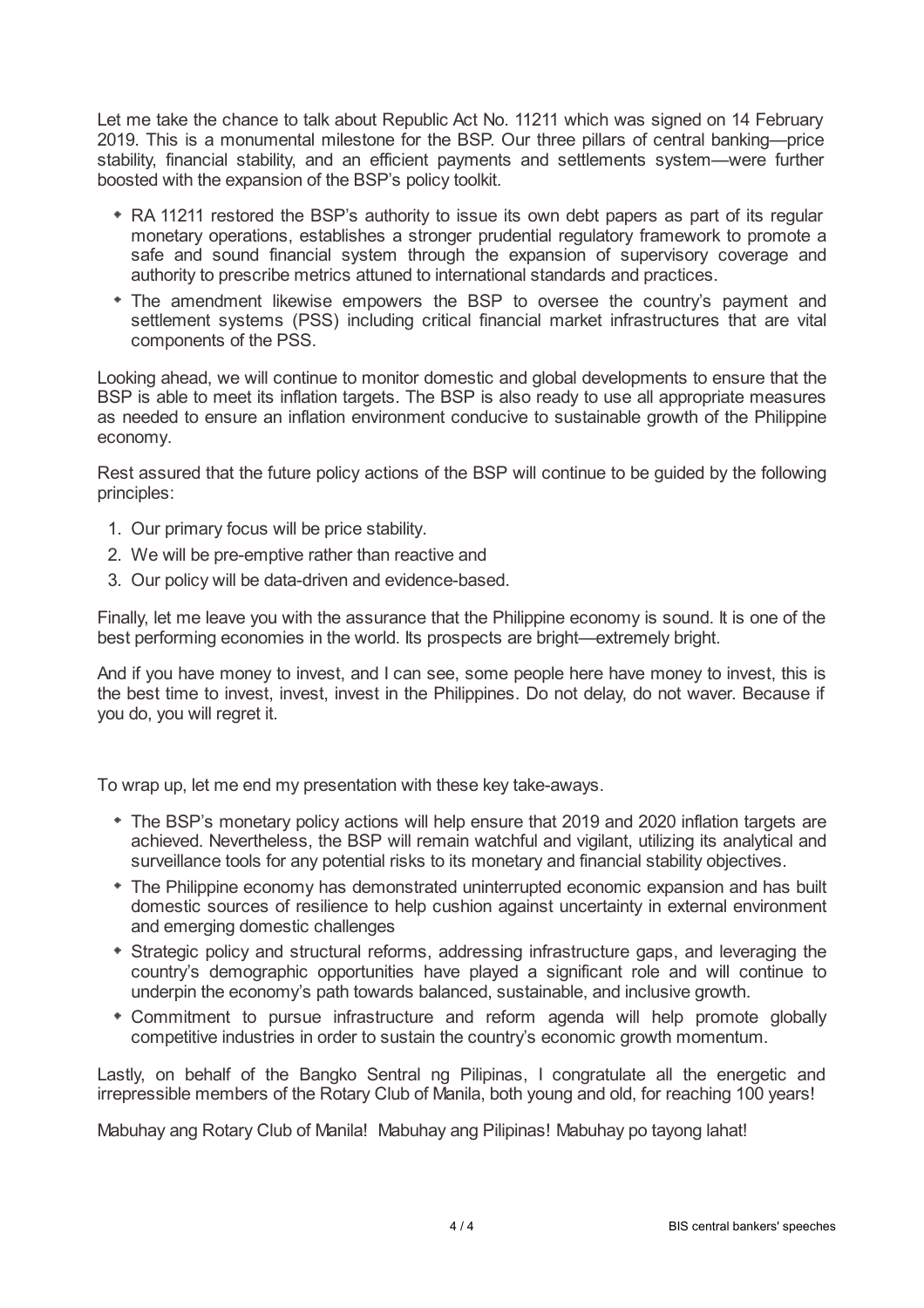Let me take the chance to talk about Republic Act No. 11211 which was signed on 14 February 2019. This is a monumental milestone for the BSP. Our three pillars of central banking—price stability, financial stability, and an efficient payments and settlements system—were further boosted with the expansion of the BSP's policy toolkit.

- RA 11211 restored the BSP's authority to issue its own debt papers as part of its regular monetary operations, establishes a stronger prudential regulatory framework to promote a safe and sound financial system through the expansion of supervisory coverage and authority to prescribe metrics attuned to international standards and practices.
- The amendment likewise empowers the BSP to oversee the country's payment and settlement systems (PSS) including critical financial market infrastructures that are vital components of the PSS.

Looking ahead, we will continue to monitor domestic and global developments to ensure that the BSP is able to meet its inflation targets. The BSP is also ready to use all appropriate measures as needed to ensure an inflation environment conducive to sustainable growth of the Philippine economy.

Rest assured that the future policy actions of the BSP will continue to be guided by the following principles:

1. Our primary focus will be price stability.
2. We will be pre-emptive rather than reactive and
3. Our policy will be data-driven and evidence-based.

Finally, let me leave you with the assurance that the Philippine economy is sound. It is one of the best performing economies in the world. Its prospects are bright—extremely bright.

And if you have money to invest, and I can see, some people here have money to invest, this is the best time to invest, invest, invest in the Philippines. Do not delay, do not waver. Because if you do, you will regret it.

To wrap up, let me end my presentation with these key take-aways.

- The BSP's monetary policy actions will help ensure that 2019 and 2020 inflation targets are achieved. Nevertheless, the BSP will remain watchful and vigilant, utilizing its analytical and surveillance tools for any potential risks to its monetary and financial stability objectives.
- The Philippine economy has demonstrated uninterrupted economic expansion and has built domestic sources of resilience to help cushion against uncertainty in external environment and emerging domestic challenges
- Strategic policy and structural reforms, addressing infrastructure gaps, and leveraging the country's demographic opportunities have played a significant role and will continue to underpin the economy's path towards balanced, sustainable, and inclusive growth.
- Commitment to pursue infrastructure and reform agenda will help promote globally competitive industries in order to sustain the country's economic growth momentum.

Lastly, on behalf of the Bangko Sentral ng Pilipinas, I congratulate all the energetic and irrepressible members of the Rotary Club of Manila, both young and old, for reaching 100 years!

Mabuhay ang Rotary Club of Manila! Mabuhay ang Pilipinas! Mabuhay po tayong lahat!